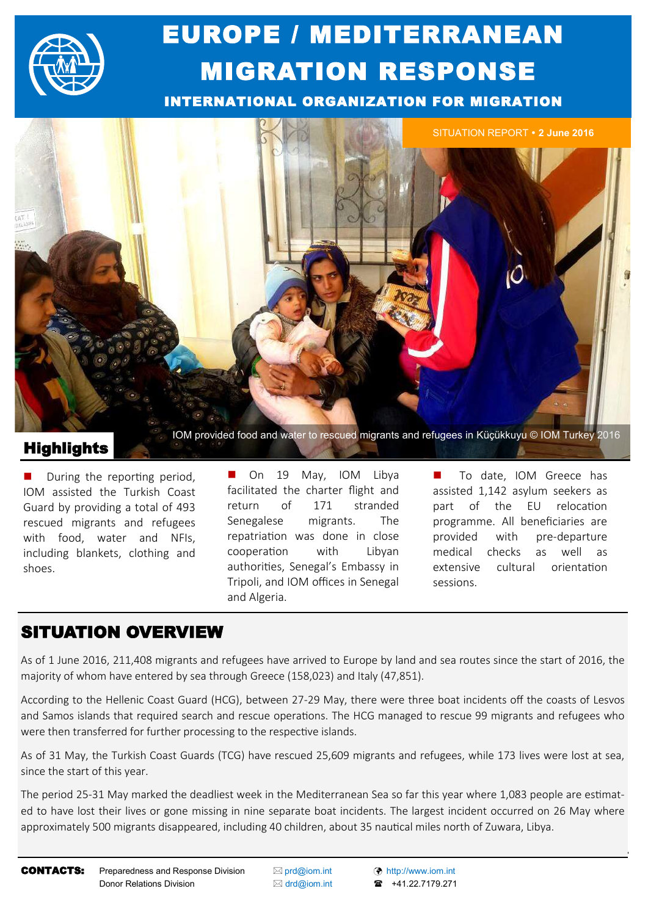# EUROPE / MEDITERRANEAN MIGRATION RESPONSE

## INTERNATIONAL ORGANIZATION FOR MIGRATION

SITUATION REPORT • **2 June 2016**

IOM provided food and water to rescued migrants and refugees in Küçükkuyu © IOM Turkey 2016

## Highlights

- During the reporting period, IOM assisted the Turkish Coast Guard by providing a total of 493 rescued migrants and refugees with food, water and NFIs, including blankets, clothing and shoes.

- On 19 May, IOM Libya facilitated the charter flight and return of 171 stranded Senegalese migrants. The repatriation was done in close cooperation with Libyan authorities, Senegal's Embassy in Tripoli, and IOM offices in Senegal and Algeria.

- To date, IOM Greece has assisted 1,142 asylum seekers as part of the EU relocation programme. All beneficiaries are provided with pre-departure medical checks as well as extensive cultural orientation sessions.

## SITUATION OVERVIEW

As of 1 June 2016, 211,408 migrants and refugees have arrived to Europe by land and sea routes since the start of 2016, the majority of whom have entered by sea through Greece (158,023) and Italy (47,851).

According to the Hellenic Coast Guard (HCG), between 27-29 May, there were three boat incidents off the coasts of Lesvos and Samos islands that required search and rescue operations. The HCG managed to rescue 99 migrants and refugees who were then transferred for further processing to the respective islands.

As of 31 May, the Turkish Coast Guards (TCG) have rescued 25,609 migrants and refugees, while 173 lives were lost at sea, since the start of this year.

The period 25-31 May marked the deadliest week in the Mediterranean Sea so far this year where 1,083 people are estimated to have lost their lives or gone missing in nine separate boat incidents. The largest incident occurred on 26 May where approximately 500 migrants disappeared, including 40 children, about 35 nautical miles north of Zuwara, Libya.

**CONTACTS:** Preparedness and Response Division — prd@iom.int; Donor Relations Division — drd@iom.int; http://www.iom.int; +41.22.7179.271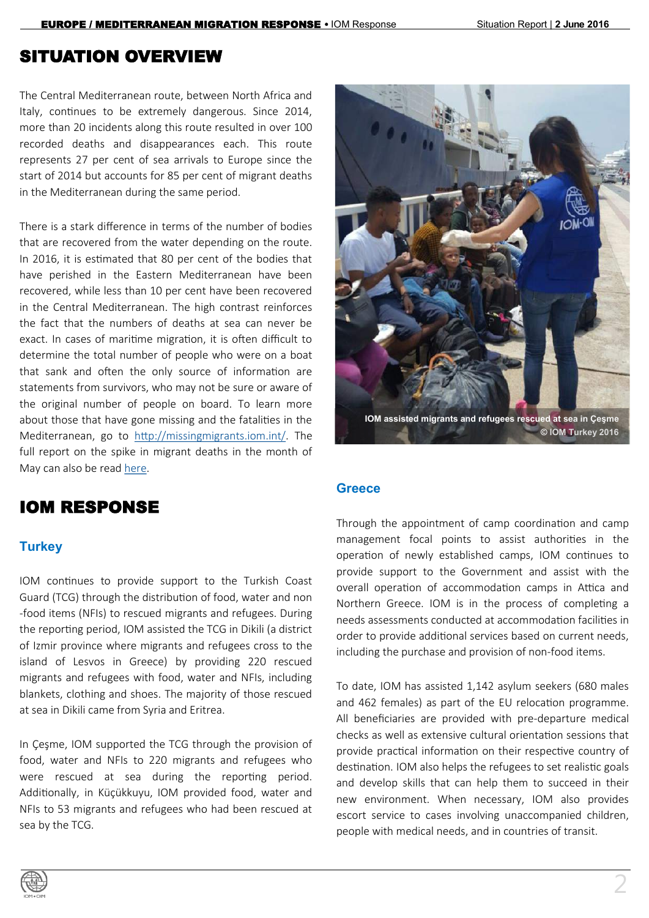## SITUATION OVERVIEW

The Central Mediterranean route, between North Africa and Italy, continues to be extremely dangerous. Since 2014, more than 20 incidents along this route resulted in over 100 recorded deaths and disappearances each. This route represents 27 per cent of sea arrivals to Europe since the start of 2014 but accounts for 85 per cent of migrant deaths in the Mediterranean during the same period.

There is a stark difference in terms of the number of bodies that are recovered from the water depending on the route. In 2016, it is estimated that 80 per cent of the bodies that have perished in the Eastern Mediterranean have been recovered, while less than 10 per cent have been recovered in the Central Mediterranean. The high contrast reinforces the fact that the numbers of deaths at sea can never be exact. In cases of maritime migration, it is often difficult to determine the total number of people who were on a boat that sank and often the only source of information are statements from survivors, who may not be sure or aware of the original number of people on board. To learn more about those that have gone missing and the fatalities in the Mediterranean, go to http://missingmigrants.iom.int/. The full report on the spike in migrant deaths in the month of May can also be read here.

IOM assisted migrants and refugees rescued at sea in Çeşme © IOM Turkey 2016

## IOM RESPONSE

### Turkey

IOM continues to provide support to the Turkish Coast Guard (TCG) through the distribution of food, water and non-food items (NFIs) to rescued migrants and refugees. During the reporting period, IOM assisted the TCG in Dikili (a district of Izmir province where migrants and refugees cross to the island of Lesvos in Greece) by providing 220 rescued migrants and refugees with food, water and NFIs, including blankets, clothing and shoes. The majority of those rescued at sea in Dikili came from Syria and Eritrea.

In Çeşme, IOM supported the TCG through the provision of food, water and NFIs to 220 migrants and refugees who were rescued at sea during the reporting period. Additionally, in Küçükkuyu, IOM provided food, water and NFIs to 53 migrants and refugees who had been rescued at sea by the TCG.

### Greece

Through the appointment of camp coordination and camp management focal points to assist authorities in the operation of newly established camps, IOM continues to provide support to the Government and assist with the overall operation of accommodation camps in Attica and Northern Greece. IOM is in the process of completing a needs assessments conducted at accommodation facilities in order to provide additional services based on current needs, including the purchase and provision of non-food items.

To date, IOM has assisted 1,142 asylum seekers (680 males and 462 females) as part of the EU relocation programme. All beneficiaries are provided with pre-departure medical checks as well as extensive cultural orientation sessions that provide practical information on their respective country of destination. IOM also helps the refugees to set realistic goals and develop skills that can help them to succeed in their new environment. When necessary, IOM also provides escort service to cases involving unaccompanied children, people with medical needs, and in countries of transit.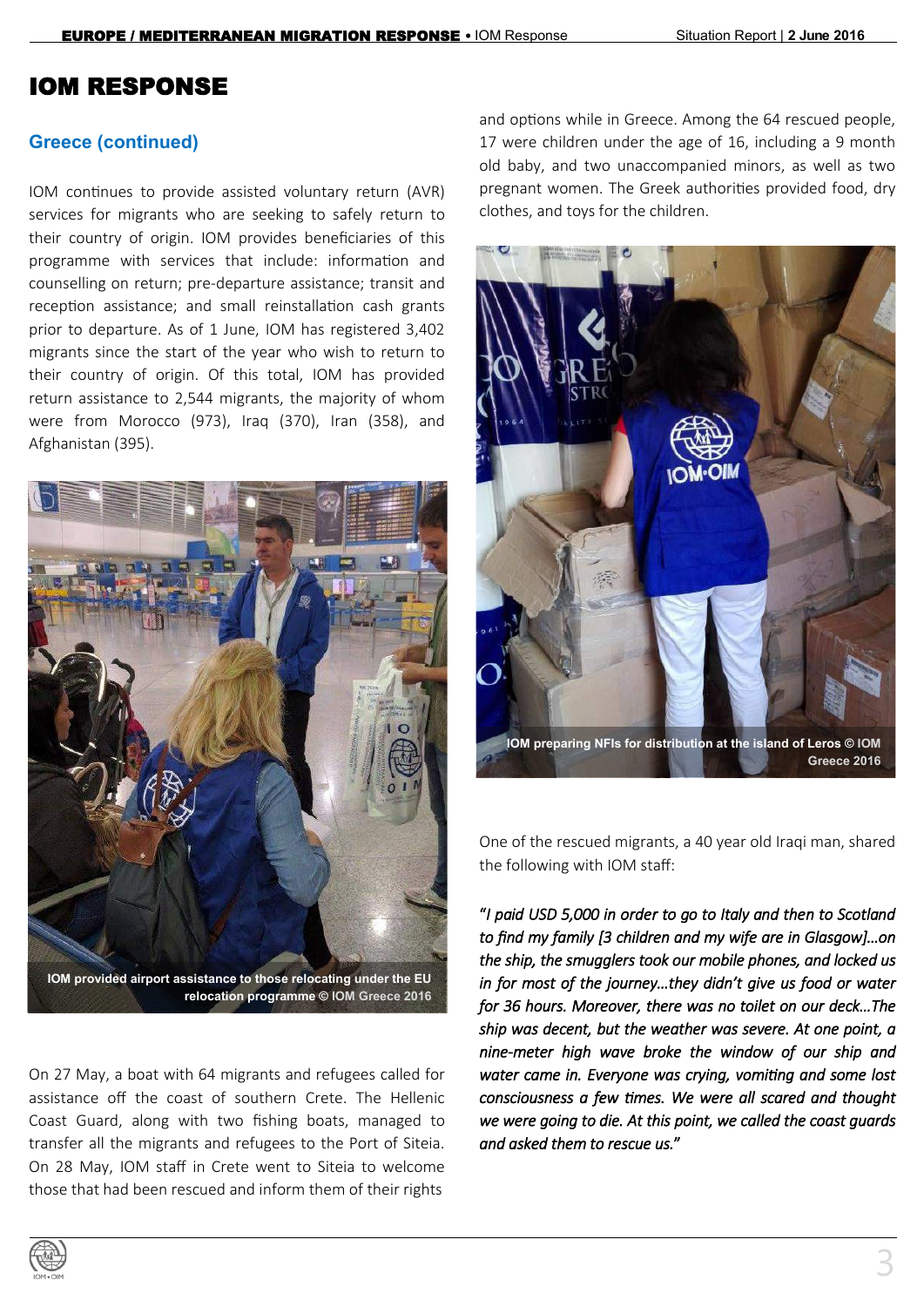# IOM RESPONSE

## Greece (continued)

IOM continues to provide assisted voluntary return (AVR) services for migrants who are seeking to safely return to their country of origin. IOM provides beneficiaries of this programme with services that include: information and counselling on return; pre-departure assistance; transit and reception assistance; and small reinstallation cash grants prior to departure. As of 1 June, IOM has registered 3,402 migrants since the start of the year who wish to return to their country of origin. Of this total, IOM has provided return assistance to 2,544 migrants, the majority of whom were from Morocco (973), Iraq (370), Iran (358), and Afghanistan (395).

**IOM provided airport assistance to those relocating under the EU relocation programme © IOM Greece 2016**

On 27 May, a boat with 64 migrants and refugees called for assistance off the coast of southern Crete. The Hellenic Coast Guard, along with two fishing boats, managed to transfer all the migrants and refugees to the Port of Siteia. On 28 May, IOM staff in Crete went to Siteia to welcome those that had been rescued and inform them of their rights and options while in Greece. Among the 64 rescued people, 17 were children under the age of 16, including a 9 month old baby, and two unaccompanied minors, as well as two pregnant women. The Greek authorities provided food, dry clothes, and toys for the children.

**IOM preparing NFIs for distribution at the island of Leros © IOM Greece 2016**

One of the rescued migrants, a 40 year old Iraqi man, shared the following with IOM staff:

***"I paid USD 5,000 in order to go to Italy and then to Scotland to find my family [3 children and my wife are in Glasgow]…on the ship, the smugglers took our mobile phones, and locked us in for most of the journey…they didn't give us food or water for 36 hours. Moreover, there was no toilet on our deck…The ship was decent, but the weather was severe. At one point, a nine-meter high wave broke the window of our ship and water came in. Everyone was crying, vomiting and some lost consciousness a few times. We were all scared and thought we were going to die. At this point, we called the coast guards and asked them to rescue us."***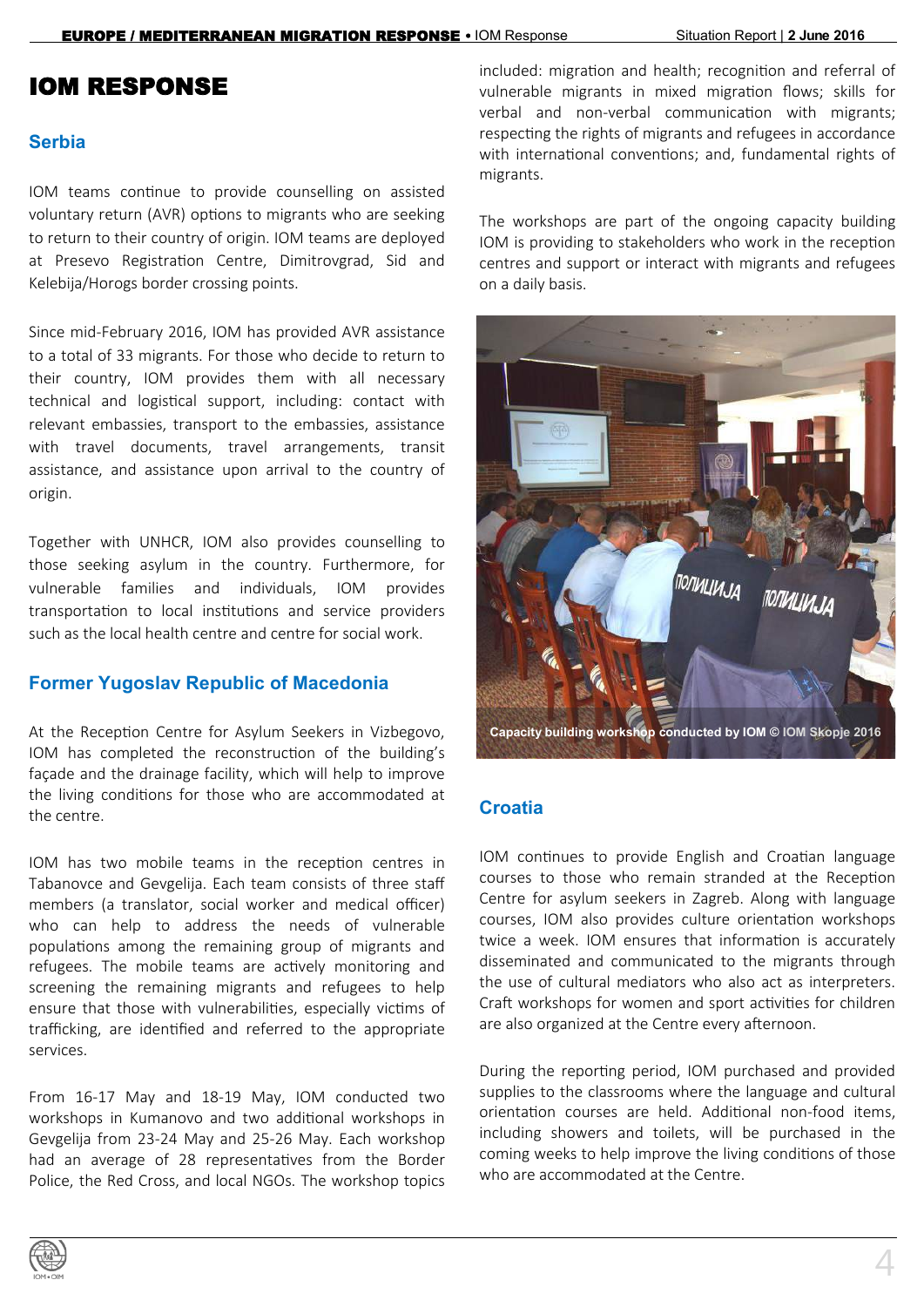# IOM RESPONSE

## Serbia

IOM teams continue to provide counselling on assisted voluntary return (AVR) options to migrants who are seeking to return to their country of origin. IOM teams are deployed at Presevo Registration Centre, Dimitrovgrad, Sid and Kelebija/Horogs border crossing points.

Since mid-February 2016, IOM has provided AVR assistance to a total of 33 migrants. For those who decide to return to their country, IOM provides them with all necessary technical and logistical support, including: contact with relevant embassies, transport to the embassies, assistance with travel documents, travel arrangements, transit assistance, and assistance upon arrival to the country of origin.

Together with UNHCR, IOM also provides counselling to those seeking asylum in the country. Furthermore, for vulnerable families and individuals, IOM provides transportation to local institutions and service providers such as the local health centre and centre for social work.

## Former Yugoslav Republic of Macedonia

At the Reception Centre for Asylum Seekers in Vizbegovo, IOM has completed the reconstruction of the building's façade and the drainage facility, which will help to improve the living conditions for those who are accommodated at the centre.

IOM has two mobile teams in the reception centres in Tabanovce and Gevgelija. Each team consists of three staff members (a translator, social worker and medical officer) who can help to address the needs of vulnerable populations among the remaining group of migrants and refugees. The mobile teams are actively monitoring and screening the remaining migrants and refugees to help ensure that those with vulnerabilities, especially victims of trafficking, are identified and referred to the appropriate services.

From 16-17 May and 18-19 May, IOM conducted two workshops in Kumanovo and two additional workshops in Gevgelija from 23-24 May and 25-26 May. Each workshop had an average of 28 representatives from the Border Police, the Red Cross, and local NGOs. The workshop topics included: migration and health; recognition and referral of vulnerable migrants in mixed migration flows; skills for verbal and non-verbal communication with migrants; respecting the rights of migrants and refugees in accordance with international conventions; and, fundamental rights of migrants.

The workshops are part of the ongoing capacity building IOM is providing to stakeholders who work in the reception centres and support or interact with migrants and refugees on a daily basis.

Capacity building workshop conducted by IOM © IOM Skopje 2016

## Croatia

IOM continues to provide English and Croatian language courses to those who remain stranded at the Reception Centre for asylum seekers in Zagreb. Along with language courses, IOM also provides culture orientation workshops twice a week. IOM ensures that information is accurately disseminated and communicated to the migrants through the use of cultural mediators who also act as interpreters. Craft workshops for women and sport activities for children are also organized at the Centre every afternoon.

During the reporting period, IOM purchased and provided supplies to the classrooms where the language and cultural orientation courses are held. Additional non-food items, including showers and toilets, will be purchased in the coming weeks to help improve the living conditions of those who are accommodated at the Centre.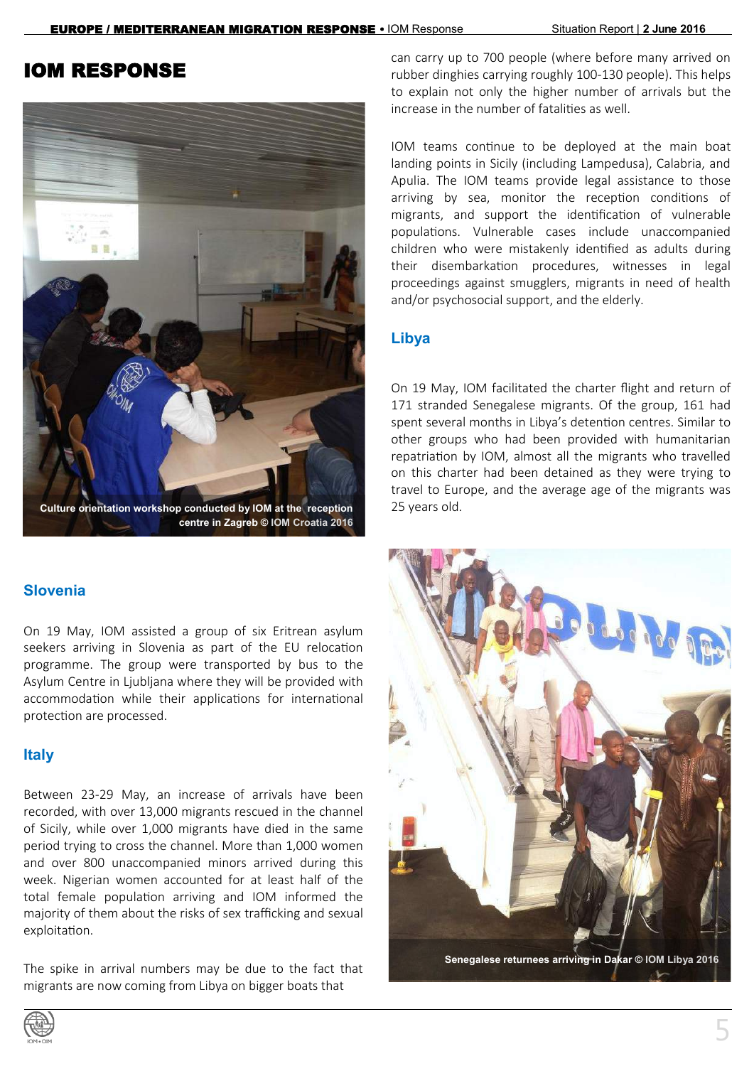# IOM RESPONSE

Culture orientation workshop conducted by IOM at the reception centre in Zagreb © IOM Croatia 2016

## Slovenia

On 19 May, IOM assisted a group of six Eritrean asylum seekers arriving in Slovenia as part of the EU relocation programme. The group were transported by bus to the Asylum Centre in Ljubljana where they will be provided with accommodation while their applications for international protection are processed.

## Italy

Between 23-29 May, an increase of arrivals have been recorded, with over 13,000 migrants rescued in the channel of Sicily, while over 1,000 migrants have died in the same period trying to cross the channel. More than 1,000 women and over 800 unaccompanied minors arrived during this week. Nigerian women accounted for at least half of the total female population arriving and IOM informed the majority of them about the risks of sex trafficking and sexual exploitation.

The spike in arrival numbers may be due to the fact that migrants are now coming from Libya on bigger boats that can carry up to 700 people (where before many arrived on rubber dinghies carrying roughly 100-130 people). This helps to explain not only the higher number of arrivals but the increase in the number of fatalities as well.

IOM teams continue to be deployed at the main boat landing points in Sicily (including Lampedusa), Calabria, and Apulia. The IOM teams provide legal assistance to those arriving by sea, monitor the reception conditions of migrants, and support the identification of vulnerable populations. Vulnerable cases include unaccompanied children who were mistakenly identified as adults during their disembarkation procedures, witnesses in legal proceedings against smugglers, migrants in need of health and/or psychosocial support, and the elderly.

## Libya

On 19 May, IOM facilitated the charter flight and return of 171 stranded Senegalese migrants. Of the group, 161 had spent several months in Libya's detention centres. Similar to other groups who had been provided with humanitarian repatriation by IOM, almost all the migrants who travelled on this charter had been detained as they were trying to travel to Europe, and the average age of the migrants was 25 years old.

Senegalese returnees arriving in Dakar © IOM Libya 2016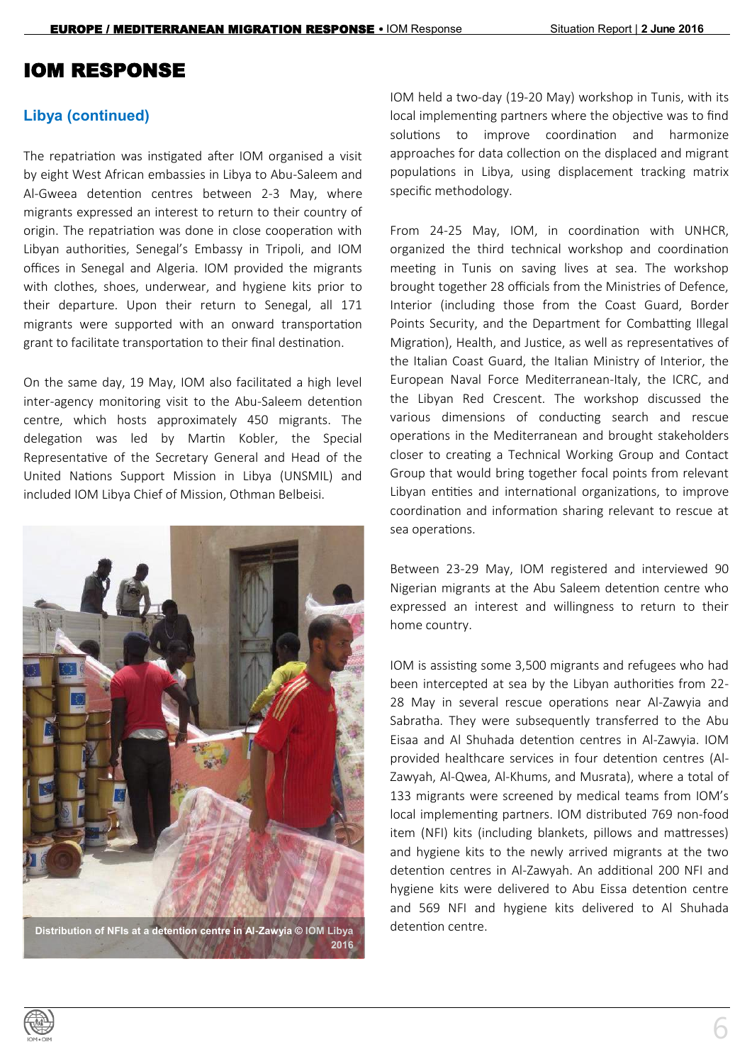# IOM RESPONSE

### Libya (continued)

The repatriation was instigated after IOM organised a visit by eight West African embassies in Libya to Abu-Saleem and Al-Gweea detention centres between 2-3 May, where migrants expressed an interest to return to their country of origin. The repatriation was done in close cooperation with Libyan authorities, Senegal's Embassy in Tripoli, and IOM offices in Senegal and Algeria. IOM provided the migrants with clothes, shoes, underwear, and hygiene kits prior to their departure. Upon their return to Senegal, all 171 migrants were supported with an onward transportation grant to facilitate transportation to their final destination.

On the same day, 19 May, IOM also facilitated a high level inter-agency monitoring visit to the Abu-Saleem detention centre, which hosts approximately 450 migrants. The delegation was led by Martin Kobler, the Special Representative of the Secretary General and Head of the United Nations Support Mission in Libya (UNSMIL) and included IOM Libya Chief of Mission, Othman Belbeisi.

**Distribution of NFIs at a detention centre in Al-Zawyia © IOM Libya 2016**

IOM held a two-day (19-20 May) workshop in Tunis, with its local implementing partners where the objective was to find solutions to improve coordination and harmonize approaches for data collection on the displaced and migrant populations in Libya, using displacement tracking matrix specific methodology.

From 24-25 May, IOM, in coordination with UNHCR, organized the third technical workshop and coordination meeting in Tunis on saving lives at sea. The workshop brought together 28 officials from the Ministries of Defence, Interior (including those from the Coast Guard, Border Points Security, and the Department for Combatting Illegal Migration), Health, and Justice, as well as representatives of the Italian Coast Guard, the Italian Ministry of Interior, the European Naval Force Mediterranean-Italy, the ICRC, and the Libyan Red Crescent. The workshop discussed the various dimensions of conducting search and rescue operations in the Mediterranean and brought stakeholders closer to creating a Technical Working Group and Contact Group that would bring together focal points from relevant Libyan entities and international organizations, to improve coordination and information sharing relevant to rescue at sea operations.

Between 23-29 May, IOM registered and interviewed 90 Nigerian migrants at the Abu Saleem detention centre who expressed an interest and willingness to return to their home country.

IOM is assisting some 3,500 migrants and refugees who had been intercepted at sea by the Libyan authorities from 22-28 May in several rescue operations near Al-Zawyia and Sabratha. They were subsequently transferred to the Abu Eisaa and Al Shuhada detention centres in Al-Zawyia. IOM provided healthcare services in four detention centres (Al-Zawyah, Al-Qwea, Al-Khums, and Musrata), where a total of 133 migrants were screened by medical teams from IOM's local implementing partners. IOM distributed 769 non-food item (NFI) kits (including blankets, pillows and mattresses) and hygiene kits to the newly arrived migrants at the two detention centres in Al-Zawyah. An additional 200 NFI and hygiene kits were delivered to Abu Eissa detention centre and 569 NFI and hygiene kits delivered to Al Shuhada detention centre.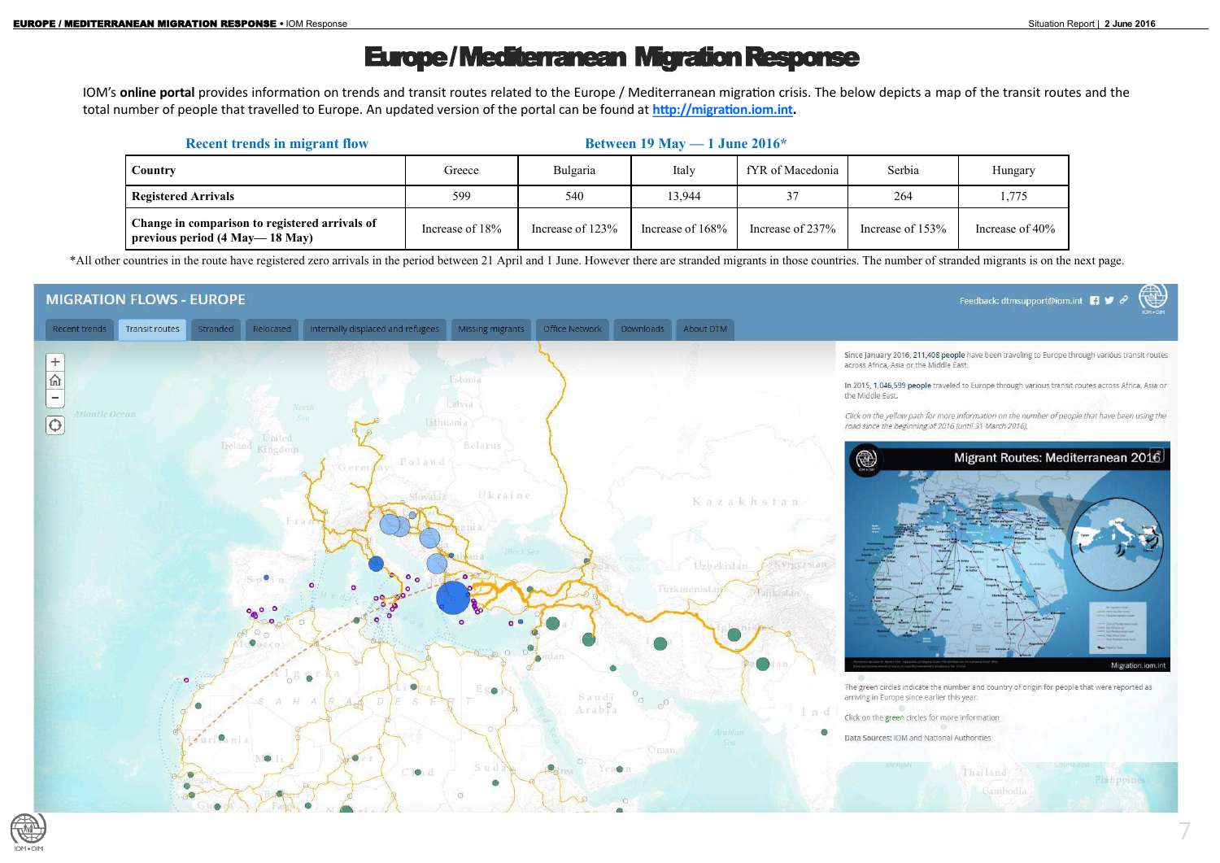# Europe / Mediterranean Migration Response

IOM's **online portal** provides information on trends and transit routes related to the Europe / Mediterranean migration crisis. The below depicts a map of the transit routes and the total number of people that travelled to Europe. An updated version of the portal can be found at **http://migration.iom.int**.

**Recent trends in migrant flow** — **Between 19 May — 1 June 2016***

| Country | Greece | Bulgaria | Italy | fYR of Macedonia | Serbia | Hungary |
|---|---|---|---|---|---|---|
| Registered Arrivals | 599 | 540 | 13,944 | 37 | 264 | 1,775 |
| Change in comparison to registered arrivals of previous period (4 May— 18 May) | Increase of 18% | Increase of 123% | Increase of 168% | Increase of 237% | Increase of 153% | Increase of 40% |

*All other countries in the route have registered zero arrivals in the period between 21 April and 1 June. However there are stranded migrants in those countries. The number of stranded migrants is on the next page.

MIGRATION FLOWS - EUROPE

Since January 2016, 211,408 people have been traveling to Europe through various transit routes across Africa, Asia or the Middle East.

In 2015, 1,046,599 people traveled to Europe through various transit routes across Africa, Asia or the Middle East.

*Click on the yellow path for more information on the number of people that have been using the road since the beginning of 2016 (until 31 March 2016).*

The green circles indicate the number and country of origin for people that were reported as arriving in Europe since earlier this year.

Click on the green circles for more information

Data Sources: IOM and National Authorities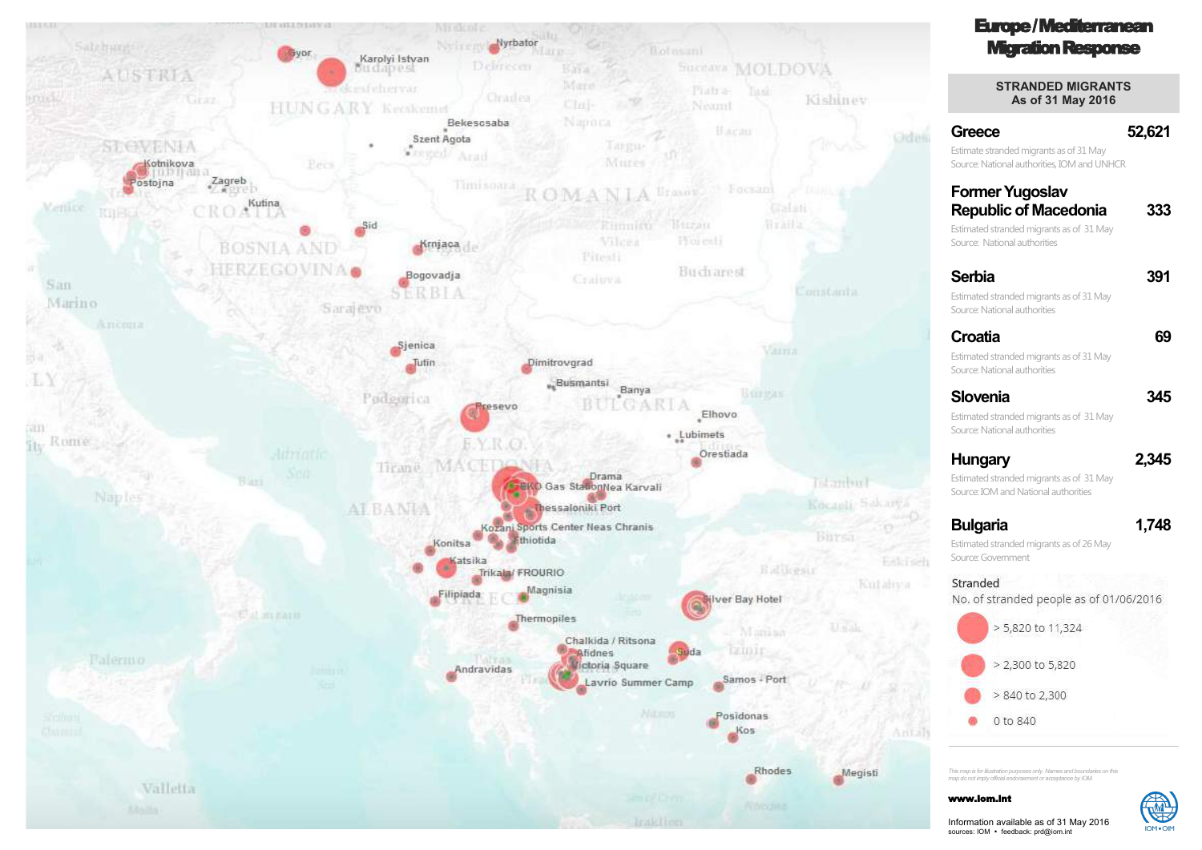# Europe / Mediterranean Migration Response

## STRANDED MIGRANTS
As of 31 May 2016

**Greece** 52,621
Estimate stranded migrants as of 31 May
Source: National authorities, IOM and UNHCR

**Former Yugoslav Republic of Macedonia** 333
Estimated stranded migrants as of 31 May
Source: National authorities

**Serbia** 391
Estimated stranded migrants as of 31 May
Source: National authorities

**Croatia** 69
Estimated stranded migrants as of 31 May
Source: National authorities

**Slovenia** 345
Estimated stranded migrants as of 31 May
Source: National authorities

**Hungary** 2,345
Estimated stranded migrants as of 31 May
Source: IOM and National authorities

**Bulgaria** 1,748
Estimated stranded migrants as of 26 May
Source: Government

Stranded
No. of stranded people as of 01/06/2016

> 5,820 to 11,324
> 2,300 to 5,820
> 840 to 2,300
0 to 840

Gyor
Karolyi Istvan
Nyrbator
Bekesosaba
Szent Agota
Kotnikova
Postojna
Zagreb
Kutina
Sid
Krnjaca
Bogovadja
Sjenica
Tutin
Dimitrovgrad
Busmantsi
Banya
Elhovo
Lubimets
Orestiada
Presevo
EKO Gas Station
Drama
Nea Karvali
Thessaloniki Port
Kozani
Sports Center Neas Chranis
Fthiotida
Konitsa
Katsika
Trikala/ FROURIO
Filipiada
Magnisia
Thermopiles
Silver Bay Hotel
Chalkida / Ritsona
Afidnes
Victoria Square
Souda
Andravidas
Lavrio Summer Camp
Samos - Port
Posidonas
Kos
Rhodes
Megisti

This map is for illustration purposes only. Names and boundaries on this map do not imply official endorsement or acceptance by IOM.

www.iom.int

Information available as of 31 May 2016
sources: IOM • feedback: prd@iom.int